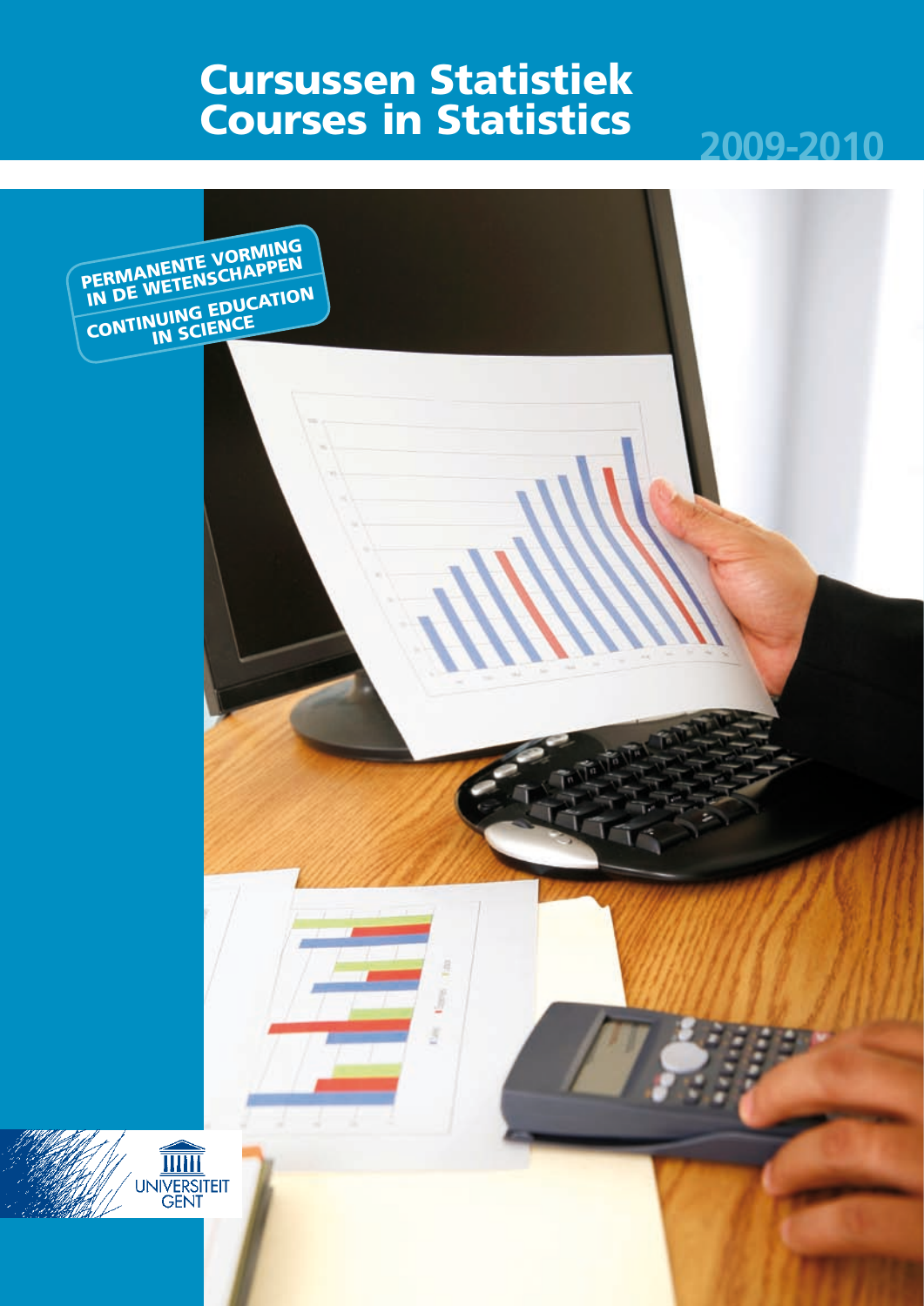# Cursussen Statistiek
# Courses in Statistics

**2009-2010**

**PERMANENTE VORMING IN DE WETENSCHAPPEN**

**CONTINUING EDUCATION IN SCIENCE**

UNIVERSITEIT GENT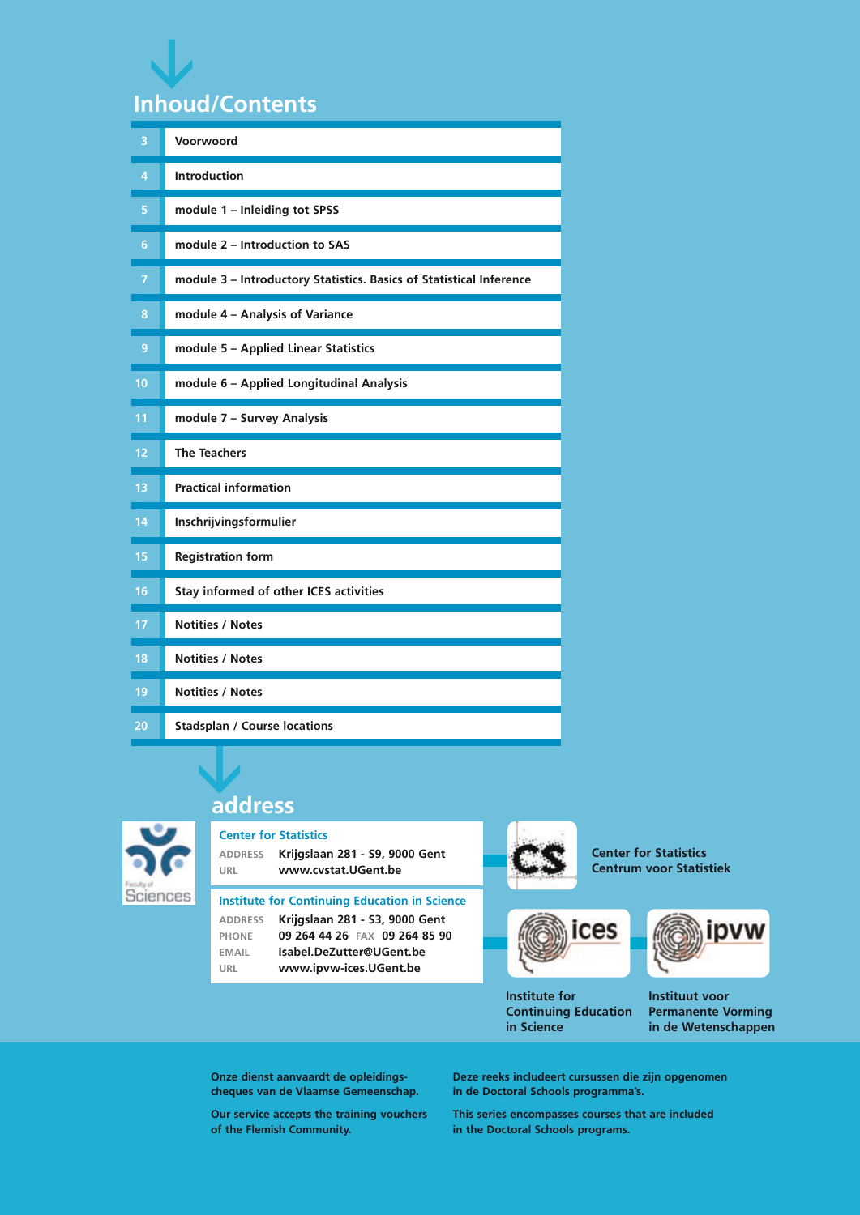# Inhoud/Contents

| | |
|---|---|
| 3 | Voorwoord |
| 4 | Introduction |
| 5 | module 1 – Inleiding tot SPSS |
| 6 | module 2 – Introduction to SAS |
| 7 | module 3 – Introductory Statistics. Basics of Statistical Inference |
| 8 | module 4 – Analysis of Variance |
| 9 | module 5 – Applied Linear Statistics |
| 10 | module 6 – Applied Longitudinal Analysis |
| 11 | module 7 – Survey Analysis |
| 12 | The Teachers |
| 13 | Practical information |
| 14 | Inschrijvingsformulier |
| 15 | Registration form |
| 16 | Stay informed of other ICES activities |
| 17 | Notities / Notes |
| 18 | Notities / Notes |
| 19 | Notities / Notes |
| 20 | Stadsplan / Course locations |

## address

**Center for Statistics**

ADDRESS Krijgslaan 281 - S9, 9000 Gent
URL www.cvstat.UGent.be

**Institute for Continuing Education in Science**

ADDRESS Krijgslaan 281 - S3, 9000 Gent
PHONE 09 264 44 26 FAX 09 264 85 90
EMAIL Isabel.DeZutter@UGent.be
URL www.ipvw-ices.UGent.be

Center for Statistics
Centrum voor Statistiek

Institute for Continuing Education in Science

Instituut voor Permanente Vorming in de Wetenschappen

Onze dienst aanvaardt de opleidings-cheques van de Vlaamse Gemeenschap.

Our service accepts the training vouchers of the Flemish Community.

Deze reeks includeert cursussen die zijn opgenomen in de Doctoral Schools programma's.

This series encompasses courses that are included in the Doctoral Schools programs.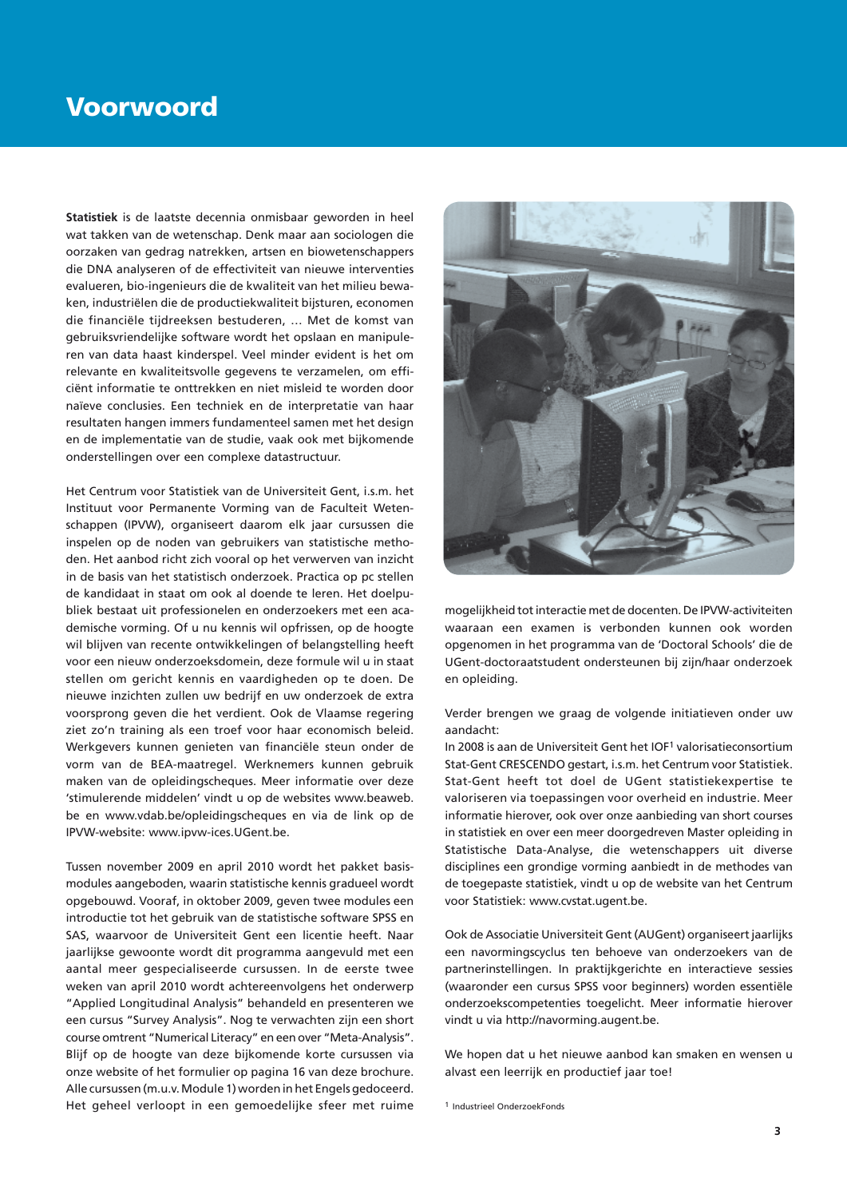# Voorwoord

**Statistiek** is de laatste decennia onmisbaar geworden in heel wat takken van de wetenschap. Denk maar aan sociologen die oorzaken van gedrag natrekken, artsen en biowetenschappers die DNA analyseren of de effectiviteit van nieuwe interventies evalueren, bio-ingenieurs die de kwaliteit van het milieu bewaken, industriëlen die de productiekwaliteit bijsturen, economen die financiële tijdreeksen bestuderen, … Met de komst van gebruiksvriendelijke software wordt het opslaan en manipuleren van data haast kinderspel. Veel minder evident is het om relevante en kwaliteitsvolle gegevens te verzamelen, om efficiënt informatie te onttrekken en niet misleid te worden door naïeve conclusies. Een techniek en de interpretatie van haar resultaten hangen immers fundamenteel samen met het design en de implementatie van de studie, vaak ook met bijkomende onderstellingen over een complexe datastructuur.

Het Centrum voor Statistiek van de Universiteit Gent, i.s.m. het Instituut voor Permanente Vorming van de Faculteit Wetenschappen (IPVW), organiseert daarom elk jaar cursussen die inspelen op de noden van gebruikers van statistische methoden. Het aanbod richt zich vooral op het verwerven van inzicht in de basis van het statistisch onderzoek. Practica op pc stellen de kandidaat in staat om ook al doende te leren. Het doelpubliek bestaat uit professionelen en onderzoekers met een academische vorming. Of u nu kennis wil opfrissen, op de hoogte wil blijven van recente ontwikkelingen of belangstelling heeft voor een nieuw onderzoeksdomein, deze formule wil u in staat stellen om gericht kennis en vaardigheden op te doen. De nieuwe inzichten zullen uw bedrijf en uw onderzoek de extra voorsprong geven die het verdient. Ook de Vlaamse regering ziet zo'n training als een troef voor haar economisch beleid. Werkgevers kunnen genieten van financiële steun onder de vorm van de BEA-maatregel. Werknemers kunnen gebruik maken van de opleidingscheques. Meer informatie over deze 'stimulerende middelen' vindt u op de websites www.beaweb.be en www.vdab.be/opleidingscheques en via de link op de IPVW-website: www.ipvw-ices.UGent.be.

Tussen november 2009 en april 2010 wordt het pakket basismodules aangeboden, waarin statistische kennis gradueel wordt opgebouwd. Vooraf, in oktober 2009, geven twee modules een introductie tot het gebruik van de statistische software SPSS en SAS, waarvoor de Universiteit Gent een licentie heeft. Naar jaarlijkse gewoonte wordt dit programma aangevuld met een aantal meer gespecialiseerde cursussen. In de eerste twee weken van april 2010 wordt achtereenvolgens het onderwerp "Applied Longitudinal Analysis" behandeld en presenteren we een cursus "Survey Analysis". Nog te verwachten zijn een short course omtrent "Numerical Literacy" en een over "Meta-Analysis". Blijf op de hoogte van deze bijkomende korte cursussen via onze website of het formulier op pagina 16 van deze brochure. Alle cursussen (m.u.v. Module 1) worden in het Engels gedoceerd. Het geheel verloopt in een gemoedelijke sfeer met ruime mogelijkheid tot interactie met de docenten. De IPVW-activiteiten waaraan een examen is verbonden kunnen ook worden opgenomen in het programma van de 'Doctoral Schools' die de UGent-doctoraatstudent ondersteunen bij zijn/haar onderzoek en opleiding.

Verder brengen we graag de volgende initiatieven onder uw aandacht:
In 2008 is aan de Universiteit Gent het IOF[1] valorisatieconsortium Stat-Gent CRESCENDO gestart, i.s.m. het Centrum voor Statistiek. Stat-Gent heeft tot doel de UGent statistiekexpertise te valoriseren via toepassingen voor overheid en industrie. Meer informatie hierover, ook over onze aanbieding van short courses in statistiek en over een meer doorgedreven Master opleiding in Statistische Data-Analyse, die wetenschappers uit diverse disciplines een grondige vorming aanbiedt in de methodes van de toegepaste statistiek, vindt u op de website van het Centrum voor Statistiek: www.cvstat.ugent.be.

Ook de Associatie Universiteit Gent (AUGent) organiseert jaarlijks een navormingscyclus ten behoeve van onderzoekers van de partnerinstellingen. In praktijkgerichte en interactieve sessies (waaronder een cursus SPSS voor beginners) worden essentiële onderzoekscompetenties toegelicht. Meer informatie hierover vindt u via http://navorming.augent.be.

We hopen dat u het nieuwe aanbod kan smaken en wensen u alvast een leerrijk en productief jaar toe!

[1] Industrieel OnderzoekFonds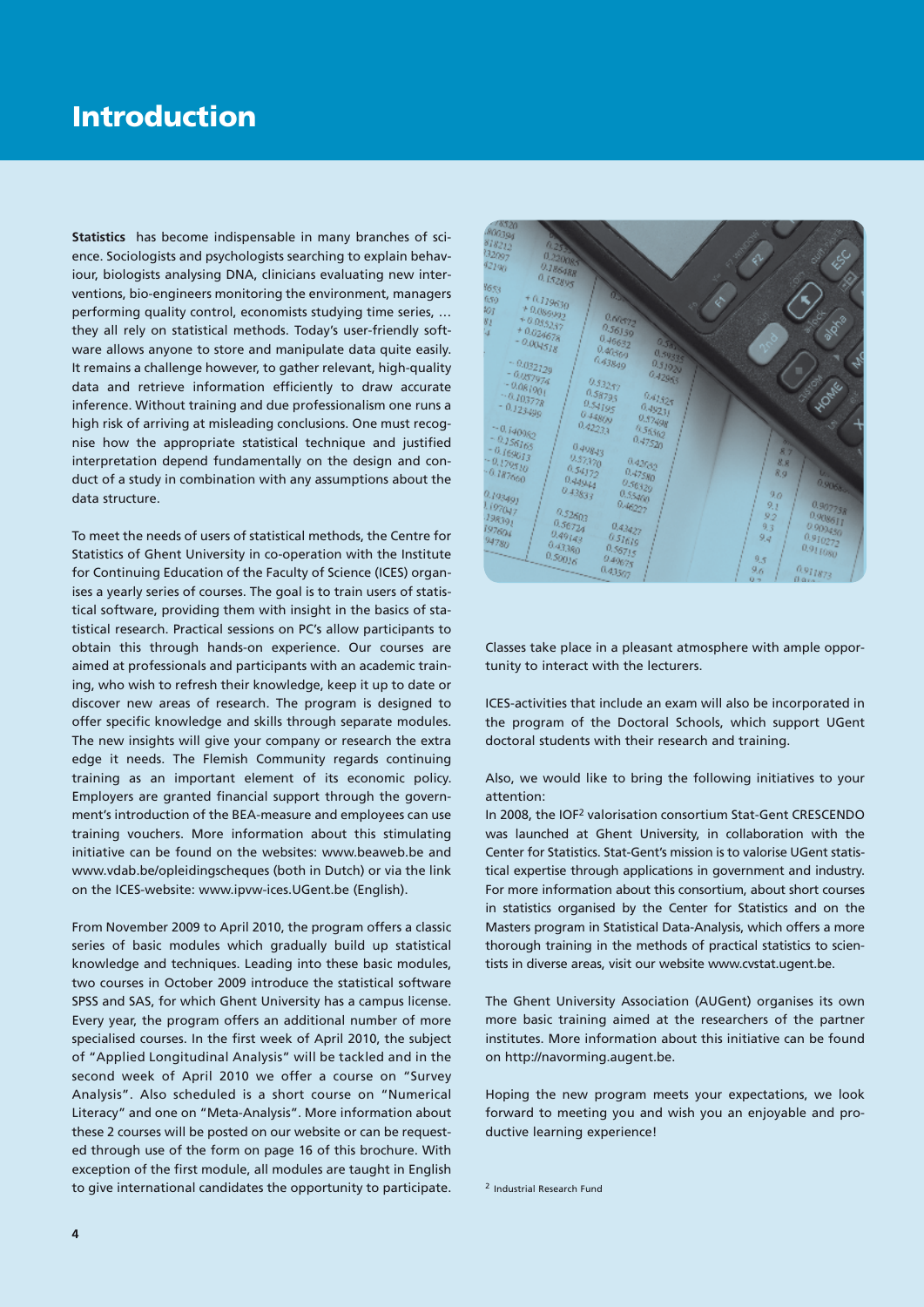# Introduction

**Statistics** has become indispensable in many branches of science. Sociologists and psychologists searching to explain behaviour, biologists analysing DNA, clinicians evaluating new interventions, bio-engineers monitoring the environment, managers performing quality control, economists studying time series, … they all rely on statistical methods. Today's user-friendly software allows anyone to store and manipulate data quite easily. It remains a challenge however, to gather relevant, high-quality data and retrieve information efficiently to draw accurate inference. Without training and due professionalism one runs a high risk of arriving at misleading conclusions. One must recognise how the appropriate statistical technique and justified interpretation depend fundamentally on the design and conduct of a study in combination with any assumptions about the data structure.

To meet the needs of users of statistical methods, the Centre for Statistics of Ghent University in co-operation with the Institute for Continuing Education of the Faculty of Science (ICES) organises a yearly series of courses. The goal is to train users of statistical software, providing them with insight in the basics of statistical research. Practical sessions on PC's allow participants to obtain this through hands-on experience. Our courses are aimed at professionals and participants with an academic training, who wish to refresh their knowledge, keep it up to date or discover new areas of research. The program is designed to offer specific knowledge and skills through separate modules. The new insights will give your company or research the extra edge it needs. The Flemish Community regards continuing training as an important element of its economic policy. Employers are granted financial support through the government's introduction of the BEA-measure and employees can use training vouchers. More information about this stimulating initiative can be found on the websites: www.beaweb.be and www.vdab.be/opleidingscheques (both in Dutch) or via the link on the ICES-website: www.ipvw-ices.UGent.be (English).

From November 2009 to April 2010, the program offers a classic series of basic modules which gradually build up statistical knowledge and techniques. Leading into these basic modules, two courses in October 2009 introduce the statistical software SPSS and SAS, for which Ghent University has a campus license. Every year, the program offers an additional number of more specialised courses. In the first week of April 2010, the subject of "Applied Longitudinal Analysis" will be tackled and in the second week of April 2010 we offer a course on "Survey Analysis". Also scheduled is a short course on "Numerical Literacy" and one on "Meta-Analysis". More information about these 2 courses will be posted on our website or can be requested through use of the form on page 16 of this brochure. With exception of the first module, all modules are taught in English to give international candidates the opportunity to participate.

Classes take place in a pleasant atmosphere with ample opportunity to interact with the lecturers.

ICES-activities that include an exam will also be incorporated in the program of the Doctoral Schools, which support UGent doctoral students with their research and training.

Also, we would like to bring the following initiatives to your attention:

In 2008, the IOF[2] valorisation consortium Stat-Gent CRESCENDO was launched at Ghent University, in collaboration with the Center for Statistics. Stat-Gent's mission is to valorise UGent statistical expertise through applications in government and industry. For more information about this consortium, about short courses in statistics organised by the Center for Statistics and on the Masters program in Statistical Data-Analysis, which offers a more thorough training in the methods of practical statistics to scientists in diverse areas, visit our website www.cvstat.ugent.be.

The Ghent University Association (AUGent) organises its own more basic training aimed at the researchers of the partner institutes. More information about this initiative can be found on http://navorming.augent.be.

Hoping the new program meets your expectations, we look forward to meeting you and wish you an enjoyable and productive learning experience!

[2] Industrial Research Fund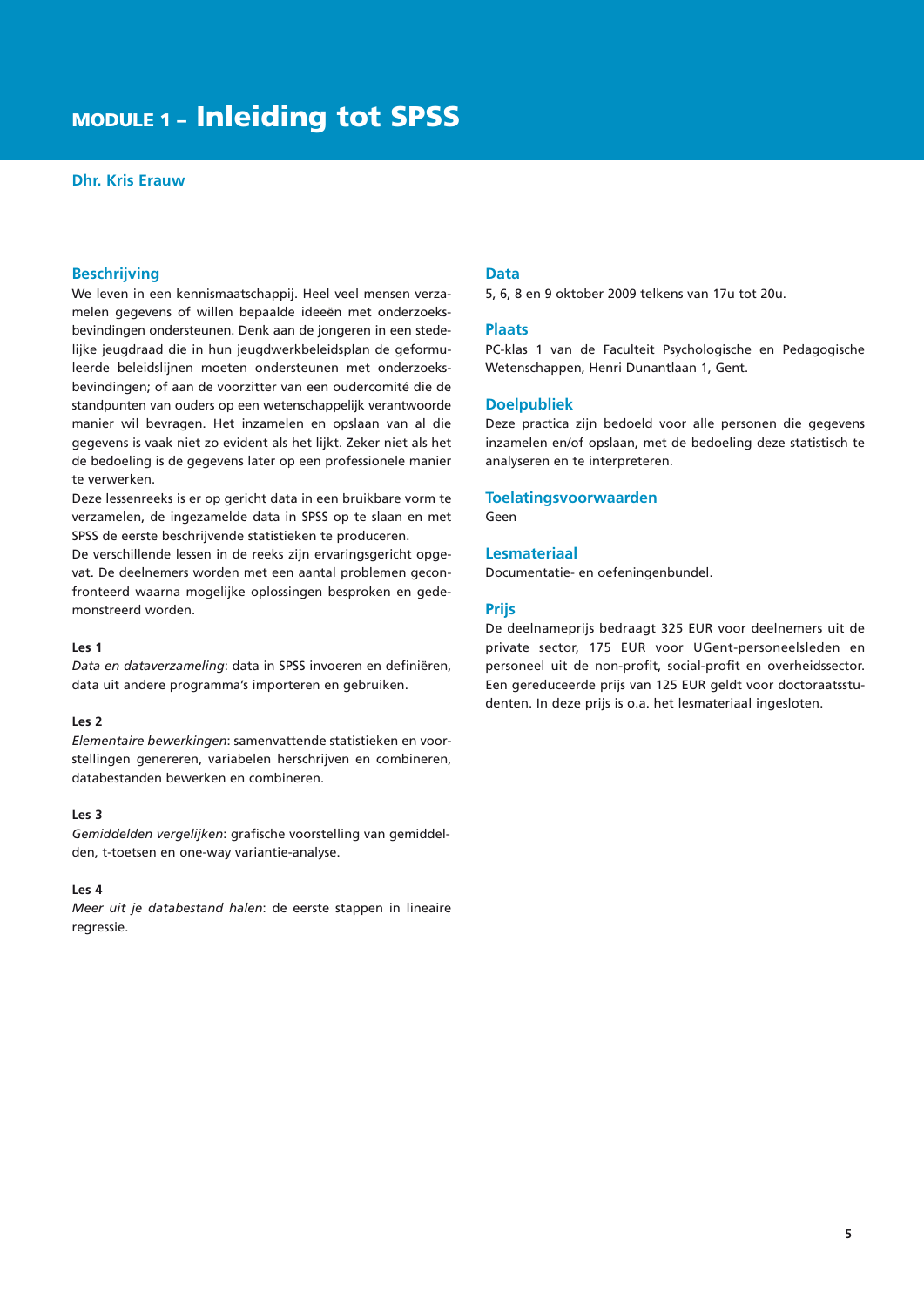# MODULE 1 – Inleiding tot SPSS

**Dhr. Kris Erauw**

## Beschrijving

We leven in een kennismaatschappij. Heel veel mensen verzamelen gegevens of willen bepaalde ideeën met onderzoeksbevindingen ondersteunen. Denk aan de jongeren in een stedelijke jeugdraad die in hun jeugdwerkbeleidsplan de geformuleerde beleidslijnen moeten ondersteunen met onderzoeksbevindingen; of aan de voorzitter van een oudercomité die de standpunten van ouders op een wetenschappelijk verantwoorde manier wil bevragen. Het inzamelen en opslaan van al die gegevens is vaak niet zo evident als het lijkt. Zeker niet als het de bedoeling is de gegevens later op een professionele manier te verwerken.

Deze lessenreeks is er op gericht data in een bruikbare vorm te verzamelen, de ingezamelde data in SPSS op te slaan en met SPSS de eerste beschrijvende statistieken te produceren.

De verschillende lessen in de reeks zijn ervaringsgericht opgevat. De deelnemers worden met een aantal problemen geconfronteerd waarna mogelijke oplossingen besproken en gedemonstreerd worden.

**Les 1**

*Data en dataverzameling*: data in SPSS invoeren en definiëren, data uit andere programma's importeren en gebruiken.

**Les 2**

*Elementaire bewerkingen*: samenvattende statistieken en voorstellingen genereren, variabelen herschrijven en combineren, databestanden bewerken en combineren.

**Les 3**

*Gemiddelden vergelijken*: grafische voorstelling van gemiddelden, t-toetsen en one-way variantie-analyse.

**Les 4**

*Meer uit je databestand halen*: de eerste stappen in lineaire regressie.

## Data

5, 6, 8 en 9 oktober 2009 telkens van 17u tot 20u.

## Plaats

PC-klas 1 van de Faculteit Psychologische en Pedagogische Wetenschappen, Henri Dunantlaan 1, Gent.

## Doelpubliek

Deze practica zijn bedoeld voor alle personen die gegevens inzamelen en/of opslaan, met de bedoeling deze statistisch te analyseren en te interpreteren.

## Toelatingsvoorwaarden

Geen

## Lesmateriaal

Documentatie- en oefeningenbundel.

## Prijs

De deelnameprijs bedraagt 325 EUR voor deelnemers uit de private sector, 175 EUR voor UGent-personeelsleden en personeel uit de non-profit, social-profit en overheidssector. Een gereduceerde prijs van 125 EUR geldt voor doctoraatsstudenten. In deze prijs is o.a. het lesmateriaal ingesloten.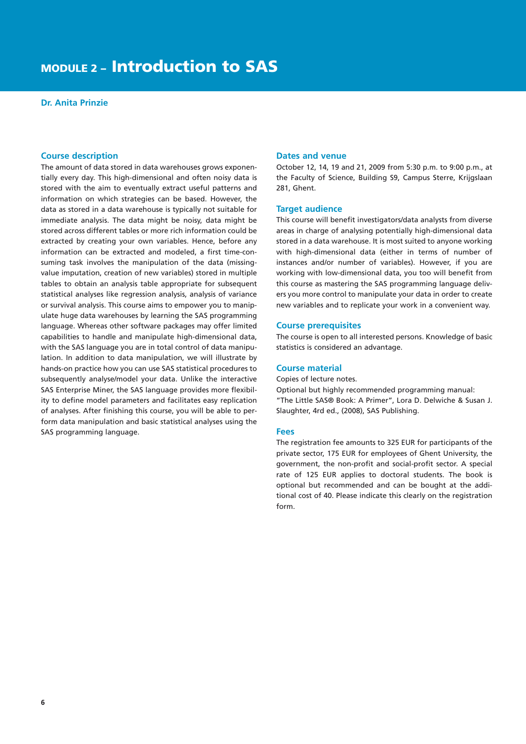# MODULE 2 – Introduction to SAS

**Dr. Anita Prinzie**

## Course description

The amount of data stored in data warehouses grows exponentially every day. This high-dimensional and often noisy data is stored with the aim to eventually extract useful patterns and information on which strategies can be based. However, the data as stored in a data warehouse is typically not suitable for immediate analysis. The data might be noisy, data might be stored across different tables or more rich information could be extracted by creating your own variables. Hence, before any information can be extracted and modeled, a first time-consuming task involves the manipulation of the data (missing-value imputation, creation of new variables) stored in multiple tables to obtain an analysis table appropriate for subsequent statistical analyses like regression analysis, analysis of variance or survival analysis. This course aims to empower you to manipulate huge data warehouses by learning the SAS programming language. Whereas other software packages may offer limited capabilities to handle and manipulate high-dimensional data, with the SAS language you are in total control of data manipulation. In addition to data manipulation, we will illustrate by hands-on practice how you can use SAS statistical procedures to subsequently analyse/model your data. Unlike the interactive SAS Enterprise Miner, the SAS language provides more flexibility to define model parameters and facilitates easy replication of analyses. After finishing this course, you will be able to perform data manipulation and basic statistical analyses using the SAS programming language.

## Dates and venue

October 12, 14, 19 and 21, 2009 from 5:30 p.m. to 9:00 p.m., at the Faculty of Science, Building S9, Campus Sterre, Krijgslaan 281, Ghent.

## Target audience

This course will benefit investigators/data analysts from diverse areas in charge of analysing potentially high-dimensional data stored in a data warehouse. It is most suited to anyone working with high-dimensional data (either in terms of number of instances and/or number of variables). However, if you are working with low-dimensional data, you too will benefit from this course as mastering the SAS programming language delivers you more control to manipulate your data in order to create new variables and to replicate your work in a convenient way.

## Course prerequisites

The course is open to all interested persons. Knowledge of basic statistics is considered an advantage.

## Course material

Copies of lecture notes.

Optional but highly recommended programming manual: "The Little SAS® Book: A Primer", Lora D. Delwiche & Susan J. Slaughter, 4rd ed., (2008), SAS Publishing.

## Fees

The registration fee amounts to 325 EUR for participants of the private sector, 175 EUR for employees of Ghent University, the government, the non-profit and social-profit sector. A special rate of 125 EUR applies to doctoral students. The book is optional but recommended and can be bought at the additional cost of 40. Please indicate this clearly on the registration form.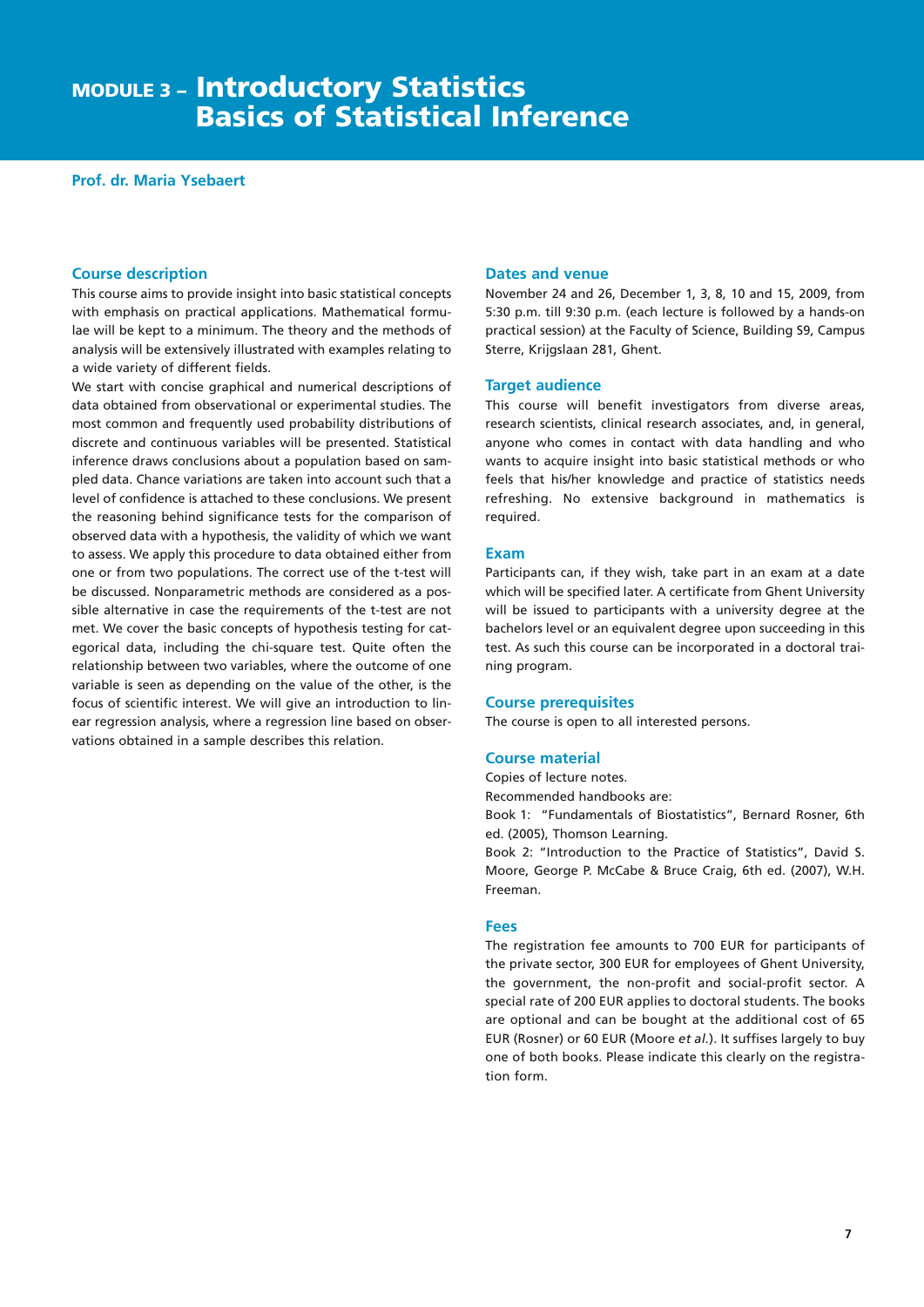# MODULE 3 – Introductory Statistics Basics of Statistical Inference

**Prof. dr. Maria Ysebaert**

## Course description

This course aims to provide insight into basic statistical concepts with emphasis on practical applications. Mathematical formulae will be kept to a minimum. The theory and the methods of analysis will be extensively illustrated with examples relating to a wide variety of different fields.

We start with concise graphical and numerical descriptions of data obtained from observational or experimental studies. The most common and frequently used probability distributions of discrete and continuous variables will be presented. Statistical inference draws conclusions about a population based on sampled data. Chance variations are taken into account such that a level of confidence is attached to these conclusions. We present the reasoning behind significance tests for the comparison of observed data with a hypothesis, the validity of which we want to assess. We apply this procedure to data obtained either from one or from two populations. The correct use of the t-test will be discussed. Nonparametric methods are considered as a possible alternative in case the requirements of the t-test are not met. We cover the basic concepts of hypothesis testing for categorical data, including the chi-square test. Quite often the relationship between two variables, where the outcome of one variable is seen as depending on the value of the other, is the focus of scientific interest. We will give an introduction to linear regression analysis, where a regression line based on observations obtained in a sample describes this relation.

## Dates and venue

November 24 and 26, December 1, 3, 8, 10 and 15, 2009, from 5:30 p.m. till 9:30 p.m. (each lecture is followed by a hands-on practical session) at the Faculty of Science, Building S9, Campus Sterre, Krijgslaan 281, Ghent.

## Target audience

This course will benefit investigators from diverse areas, research scientists, clinical research associates, and, in general, anyone who comes in contact with data handling and who wants to acquire insight into basic statistical methods or who feels that his/her knowledge and practice of statistics needs refreshing. No extensive background in mathematics is required.

## Exam

Participants can, if they wish, take part in an exam at a date which will be specified later. A certificate from Ghent University will be issued to participants with a university degree at the bachelors level or an equivalent degree upon succeeding in this test. As such this course can be incorporated in a doctoral training program.

## Course prerequisites

The course is open to all interested persons.

## Course material

Copies of lecture notes.

Recommended handbooks are:

Book 1: "Fundamentals of Biostatistics", Bernard Rosner, 6th ed. (2005), Thomson Learning.

Book 2: "Introduction to the Practice of Statistics", David S. Moore, George P. McCabe & Bruce Craig, 6th ed. (2007), W.H. Freeman.

## Fees

The registration fee amounts to 700 EUR for participants of the private sector, 300 EUR for employees of Ghent University, the government, the non-profit and social-profit sector. A special rate of 200 EUR applies to doctoral students. The books are optional and can be bought at the additional cost of 65 EUR (Rosner) or 60 EUR (Moore *et al.*). It suffises largely to buy one of both books. Please indicate this clearly on the registration form.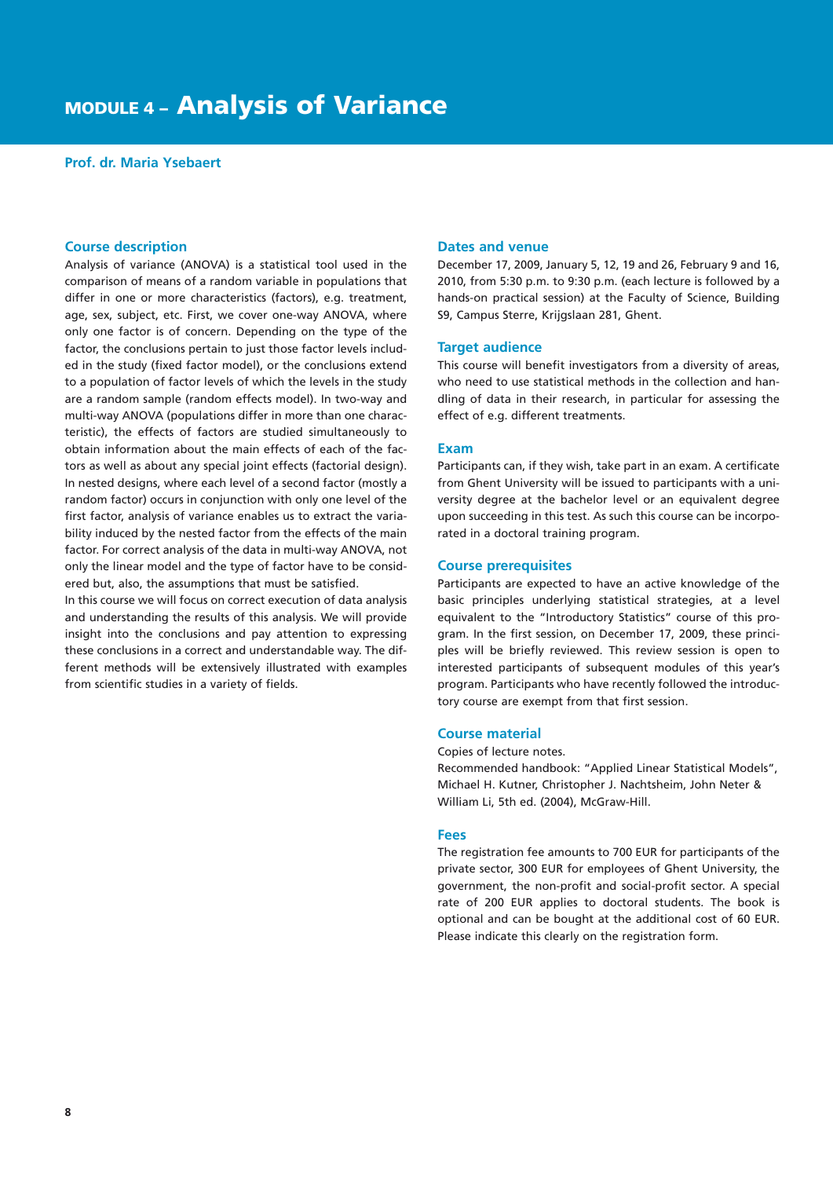# MODULE 4 – Analysis of Variance

**Prof. dr. Maria Ysebaert**

## Course description

Analysis of variance (ANOVA) is a statistical tool used in the comparison of means of a random variable in populations that differ in one or more characteristics (factors), e.g. treatment, age, sex, subject, etc. First, we cover one-way ANOVA, where only one factor is of concern. Depending on the type of the factor, the conclusions pertain to just those factor levels included in the study (fixed factor model), or the conclusions extend to a population of factor levels of which the levels in the study are a random sample (random effects model). In two-way and multi-way ANOVA (populations differ in more than one characteristic), the effects of factors are studied simultaneously to obtain information about the main effects of each of the factors as well as about any special joint effects (factorial design). In nested designs, where each level of a second factor (mostly a random factor) occurs in conjunction with only one level of the first factor, analysis of variance enables us to extract the variability induced by the nested factor from the effects of the main factor. For correct analysis of the data in multi-way ANOVA, not only the linear model and the type of factor have to be considered but, also, the assumptions that must be satisfied.

In this course we will focus on correct execution of data analysis and understanding the results of this analysis. We will provide insight into the conclusions and pay attention to expressing these conclusions in a correct and understandable way. The different methods will be extensively illustrated with examples from scientific studies in a variety of fields.

## Dates and venue

December 17, 2009, January 5, 12, 19 and 26, February 9 and 16, 2010, from 5:30 p.m. to 9:30 p.m. (each lecture is followed by a hands-on practical session) at the Faculty of Science, Building S9, Campus Sterre, Krijgslaan 281, Ghent.

## Target audience

This course will benefit investigators from a diversity of areas, who need to use statistical methods in the collection and handling of data in their research, in particular for assessing the effect of e.g. different treatments.

## Exam

Participants can, if they wish, take part in an exam. A certificate from Ghent University will be issued to participants with a university degree at the bachelor level or an equivalent degree upon succeeding in this test. As such this course can be incorporated in a doctoral training program.

## Course prerequisites

Participants are expected to have an active knowledge of the basic principles underlying statistical strategies, at a level equivalent to the "Introductory Statistics" course of this program. In the first session, on December 17, 2009, these principles will be briefly reviewed. This review session is open to interested participants of subsequent modules of this year's program. Participants who have recently followed the introductory course are exempt from that first session.

## Course material

Copies of lecture notes.
Recommended handbook: "Applied Linear Statistical Models", Michael H. Kutner, Christopher J. Nachtsheim, John Neter & William Li, 5th ed. (2004), McGraw-Hill.

## Fees

The registration fee amounts to 700 EUR for participants of the private sector, 300 EUR for employees of Ghent University, the government, the non-profit and social-profit sector. A special rate of 200 EUR applies to doctoral students. The book is optional and can be bought at the additional cost of 60 EUR. Please indicate this clearly on the registration form.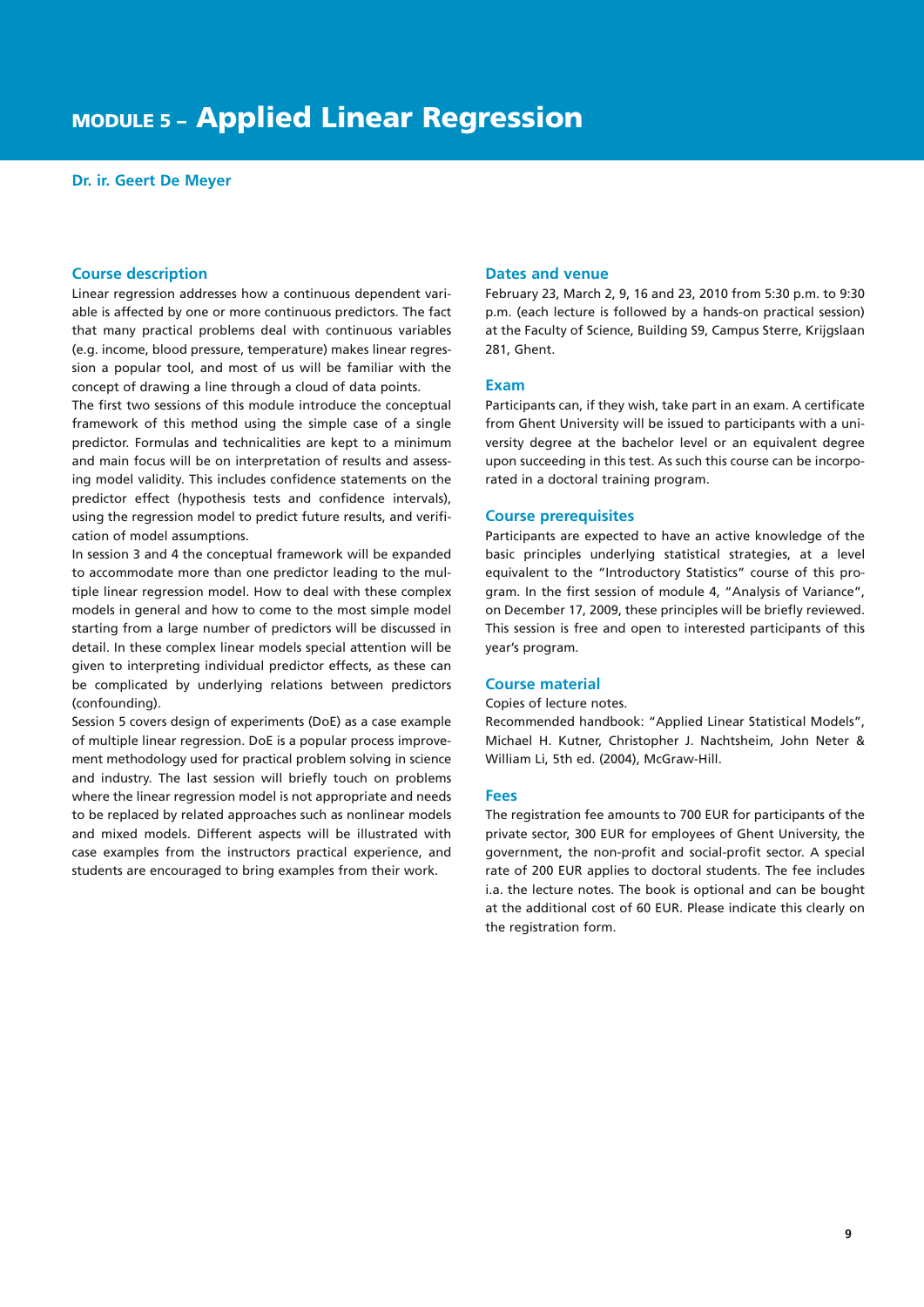# MODULE 5 – Applied Linear Regression

**Dr. ir. Geert De Meyer**

## Course description

Linear regression addresses how a continuous dependent variable is affected by one or more continuous predictors. The fact that many practical problems deal with continuous variables (e.g. income, blood pressure, temperature) makes linear regression a popular tool, and most of us will be familiar with the concept of drawing a line through a cloud of data points.

The first two sessions of this module introduce the conceptual framework of this method using the simple case of a single predictor. Formulas and technicalities are kept to a minimum and main focus will be on interpretation of results and assessing model validity. This includes confidence statements on the predictor effect (hypothesis tests and confidence intervals), using the regression model to predict future results, and verification of model assumptions.

In session 3 and 4 the conceptual framework will be expanded to accommodate more than one predictor leading to the multiple linear regression model. How to deal with these complex models in general and how to come to the most simple model starting from a large number of predictors will be discussed in detail. In these complex linear models special attention will be given to interpreting individual predictor effects, as these can be complicated by underlying relations between predictors (confounding).

Session 5 covers design of experiments (DoE) as a case example of multiple linear regression. DoE is a popular process improvement methodology used for practical problem solving in science and industry. The last session will briefly touch on problems where the linear regression model is not appropriate and needs to be replaced by related approaches such as nonlinear models and mixed models. Different aspects will be illustrated with case examples from the instructors practical experience, and students are encouraged to bring examples from their work.

## Dates and venue

February 23, March 2, 9, 16 and 23, 2010 from 5:30 p.m. to 9:30 p.m. (each lecture is followed by a hands-on practical session) at the Faculty of Science, Building S9, Campus Sterre, Krijgslaan 281, Ghent.

## Exam

Participants can, if they wish, take part in an exam. A certificate from Ghent University will be issued to participants with a university degree at the bachelor level or an equivalent degree upon succeeding in this test. As such this course can be incorporated in a doctoral training program.

## Course prerequisites

Participants are expected to have an active knowledge of the basic principles underlying statistical strategies, at a level equivalent to the "Introductory Statistics" course of this program. In the first session of module 4, "Analysis of Variance", on December 17, 2009, these principles will be briefly reviewed. This session is free and open to interested participants of this year's program.

## Course material

Copies of lecture notes.

Recommended handbook: "Applied Linear Statistical Models", Michael H. Kutner, Christopher J. Nachtsheim, John Neter & William Li, 5th ed. (2004), McGraw-Hill.

## Fees

The registration fee amounts to 700 EUR for participants of the private sector, 300 EUR for employees of Ghent University, the government, the non-profit and social-profit sector. A special rate of 200 EUR applies to doctoral students. The fee includes i.a. the lecture notes. The book is optional and can be bought at the additional cost of 60 EUR. Please indicate this clearly on the registration form.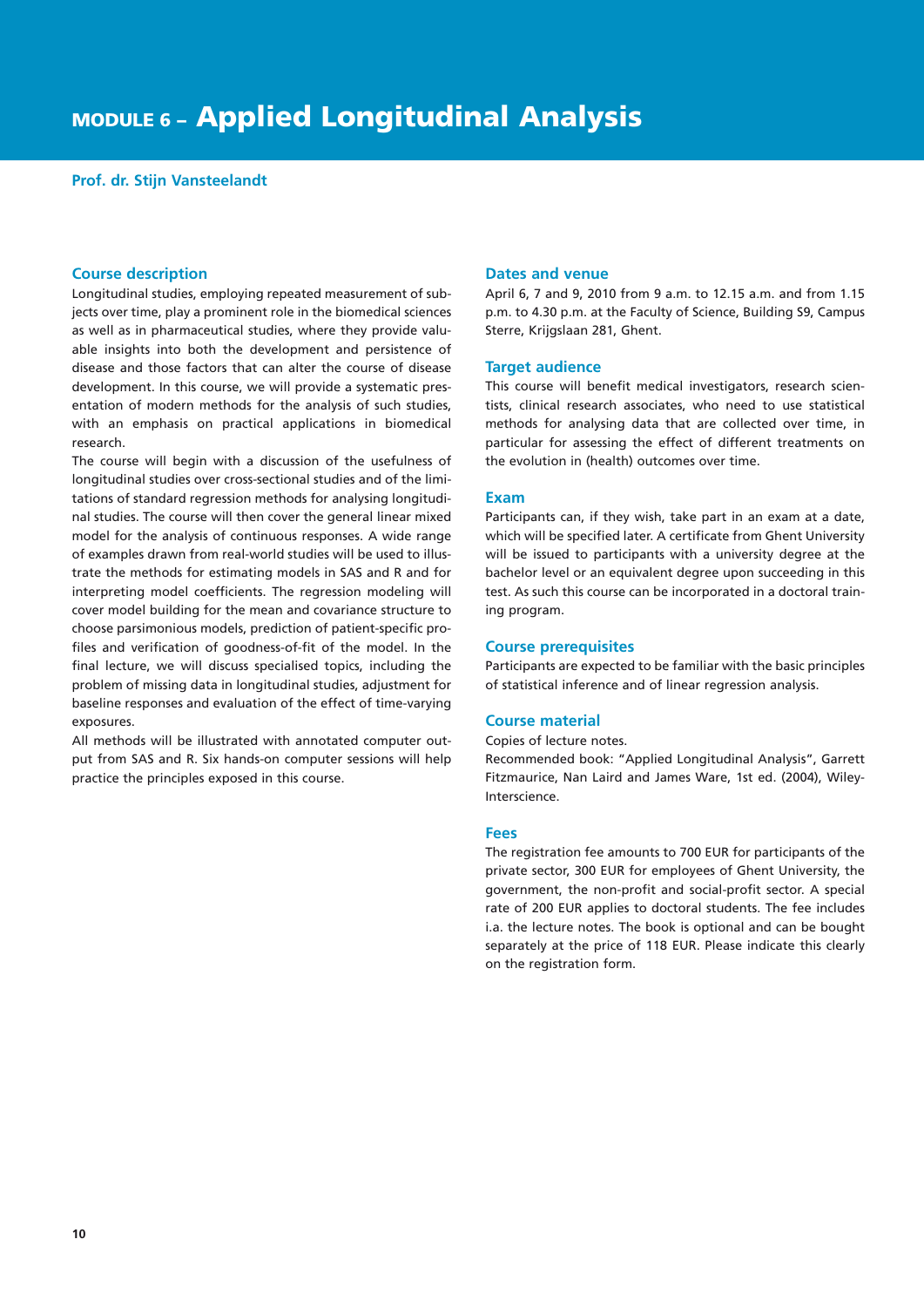# MODULE 6 – Applied Longitudinal Analysis

**Prof. dr. Stijn Vansteelandt**

## Course description

Longitudinal studies, employing repeated measurement of subjects over time, play a prominent role in the biomedical sciences as well as in pharmaceutical studies, where they provide valuable insights into both the development and persistence of disease and those factors that can alter the course of disease development. In this course, we will provide a systematic presentation of modern methods for the analysis of such studies, with an emphasis on practical applications in biomedical research.

The course will begin with a discussion of the usefulness of longitudinal studies over cross-sectional studies and of the limitations of standard regression methods for analysing longitudinal studies. The course will then cover the general linear mixed model for the analysis of continuous responses. A wide range of examples drawn from real-world studies will be used to illustrate the methods for estimating models in SAS and R and for interpreting model coefficients. The regression modeling will cover model building for the mean and covariance structure to choose parsimonious models, prediction of patient-specific profiles and verification of goodness-of-fit of the model. In the final lecture, we will discuss specialised topics, including the problem of missing data in longitudinal studies, adjustment for baseline responses and evaluation of the effect of time-varying exposures.

All methods will be illustrated with annotated computer output from SAS and R. Six hands-on computer sessions will help practice the principles exposed in this course.

## Dates and venue

April 6, 7 and 9, 2010 from 9 a.m. to 12.15 a.m. and from 1.15 p.m. to 4.30 p.m. at the Faculty of Science, Building S9, Campus Sterre, Krijgslaan 281, Ghent.

## Target audience

This course will benefit medical investigators, research scientists, clinical research associates, who need to use statistical methods for analysing data that are collected over time, in particular for assessing the effect of different treatments on the evolution in (health) outcomes over time.

## Exam

Participants can, if they wish, take part in an exam at a date, which will be specified later. A certificate from Ghent University will be issued to participants with a university degree at the bachelor level or an equivalent degree upon succeeding in this test. As such this course can be incorporated in a doctoral training program.

## Course prerequisites

Participants are expected to be familiar with the basic principles of statistical inference and of linear regression analysis.

## Course material

Copies of lecture notes.

Recommended book: "Applied Longitudinal Analysis", Garrett Fitzmaurice, Nan Laird and James Ware, 1st ed. (2004), Wiley-Interscience.

## Fees

The registration fee amounts to 700 EUR for participants of the private sector, 300 EUR for employees of Ghent University, the government, the non-profit and social-profit sector. A special rate of 200 EUR applies to doctoral students. The fee includes i.a. the lecture notes. The book is optional and can be bought separately at the price of 118 EUR. Please indicate this clearly on the registration form.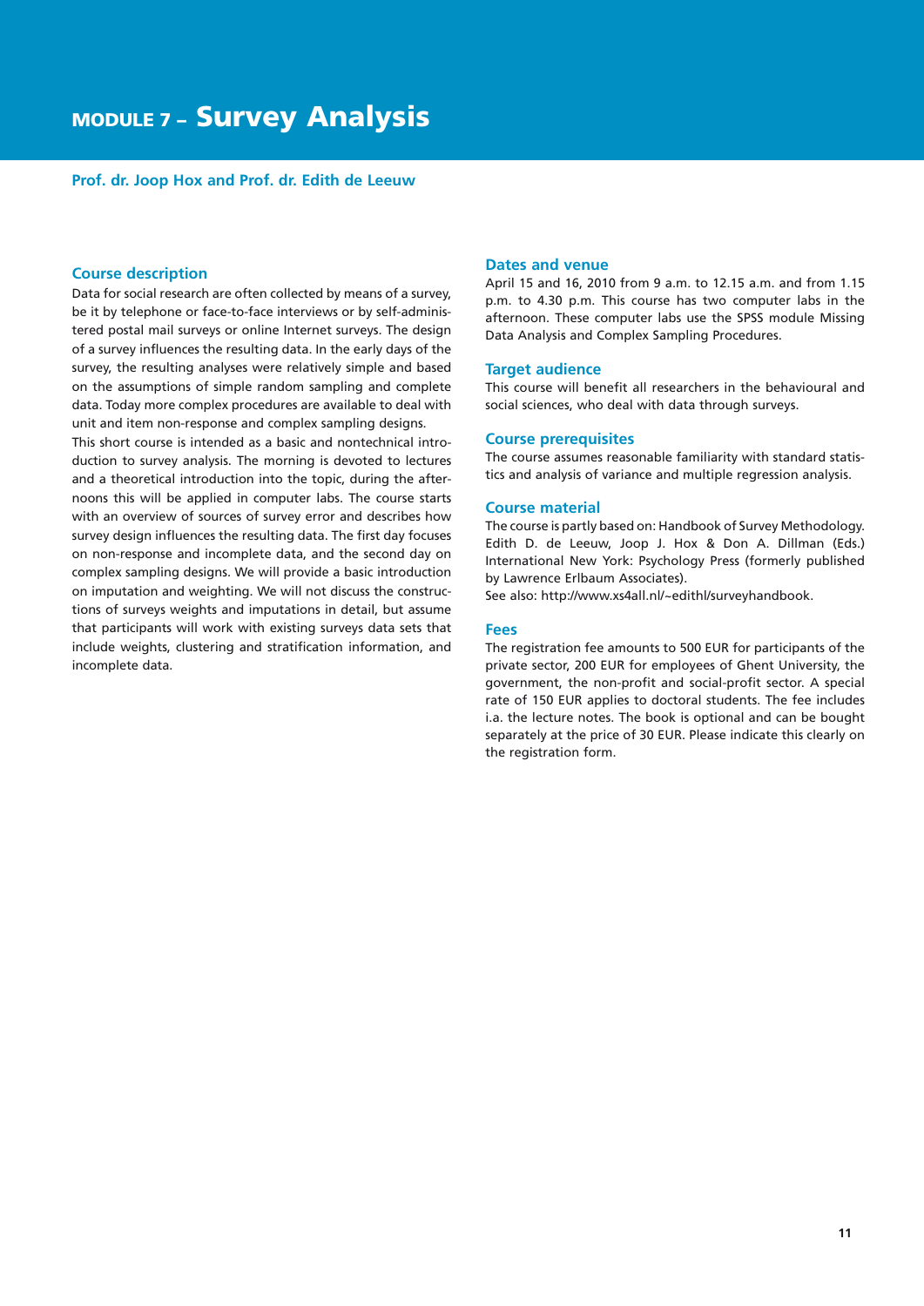# MODULE 7 – Survey Analysis

**Prof. dr. Joop Hox and Prof. dr. Edith de Leeuw**

## Course description

Data for social research are often collected by means of a survey, be it by telephone or face-to-face interviews or by self-administered postal mail surveys or online Internet surveys. The design of a survey influences the resulting data. In the early days of the survey, the resulting analyses were relatively simple and based on the assumptions of simple random sampling and complete data. Today more complex procedures are available to deal with unit and item non-response and complex sampling designs.

This short course is intended as a basic and nontechnical introduction to survey analysis. The morning is devoted to lectures and a theoretical introduction into the topic, during the afternoons this will be applied in computer labs. The course starts with an overview of sources of survey error and describes how survey design influences the resulting data. The first day focuses on non-response and incomplete data, and the second day on complex sampling designs. We will provide a basic introduction on imputation and weighting. We will not discuss the constructions of surveys weights and imputations in detail, but assume that participants will work with existing surveys data sets that include weights, clustering and stratification information, and incomplete data.

## Dates and venue

April 15 and 16, 2010 from 9 a.m. to 12.15 a.m. and from 1.15 p.m. to 4.30 p.m. This course has two computer labs in the afternoon. These computer labs use the SPSS module Missing Data Analysis and Complex Sampling Procedures.

## Target audience

This course will benefit all researchers in the behavioural and social sciences, who deal with data through surveys.

## Course prerequisites

The course assumes reasonable familiarity with standard statistics and analysis of variance and multiple regression analysis.

## Course material

The course is partly based on: Handbook of Survey Methodology. Edith D. de Leeuw, Joop J. Hox & Don A. Dillman (Eds.) International New York: Psychology Press (formerly published by Lawrence Erlbaum Associates).

See also: http://www.xs4all.nl/~edithl/surveyhandbook.

## Fees

The registration fee amounts to 500 EUR for participants of the private sector, 200 EUR for employees of Ghent University, the government, the non-profit and social-profit sector. A special rate of 150 EUR applies to doctoral students. The fee includes i.a. the lecture notes. The book is optional and can be bought separately at the price of 30 EUR. Please indicate this clearly on the registration form.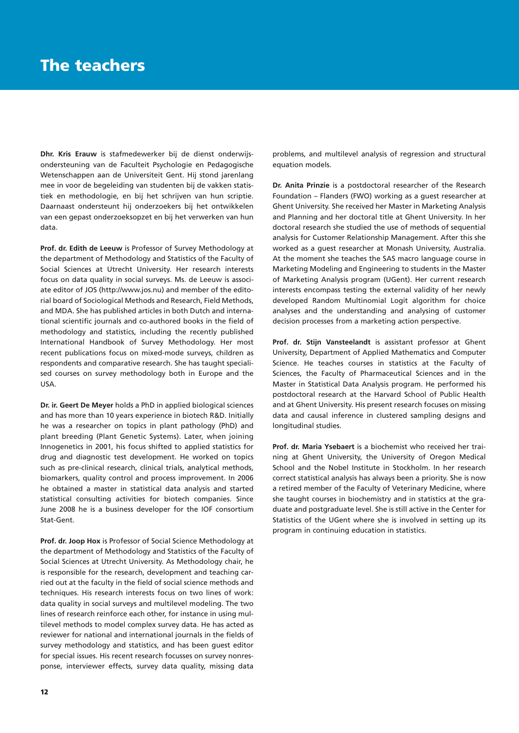# The teachers

**Dhr. Kris Erauw** is stafmedewerker bij de dienst onderwijsondersteuning van de Faculteit Psychologie en Pedagogische Wetenschappen aan de Universiteit Gent. Hij stond jarenlang mee in voor de begeleiding van studenten bij de vakken statistiek en methodologie, en bij het schrijven van hun scriptie. Daarnaast ondersteunt hij onderzoekers bij het ontwikkelen van een gepast onderzoeksopzet en bij het verwerken van hun data.

**Prof. dr. Edith de Leeuw** is Professor of Survey Methodology at the department of Methodology and Statistics of the Faculty of Social Sciences at Utrecht University. Her research interests focus on data quality in social surveys. Ms. de Leeuw is associate editor of JOS (http://www.jos.nu) and member of the editorial board of Sociological Methods and Research, Field Methods, and MDA. She has published articles in both Dutch and international scientific journals and co-authored books in the field of methodology and statistics, including the recently published International Handbook of Survey Methodology. Her most recent publications focus on mixed-mode surveys, children as respondents and comparative research. She has taught specialised courses on survey methodology both in Europe and the USA.

**Dr. ir. Geert De Meyer** holds a PhD in applied biological sciences and has more than 10 years experience in biotech R&D. Initially he was a researcher on topics in plant pathology (PhD) and plant breeding (Plant Genetic Systems). Later, when joining Innogenetics in 2001, his focus shifted to applied statistics for drug and diagnostic test development. He worked on topics such as pre-clinical research, clinical trials, analytical methods, biomarkers, quality control and process improvement. In 2006 he obtained a master in statistical data analysis and started statistical consulting activities for biotech companies. Since June 2008 he is a business developer for the IOF consortium Stat-Gent.

**Prof. dr. Joop Hox** is Professor of Social Science Methodology at the department of Methodology and Statistics of the Faculty of Social Sciences at Utrecht University. As Methodology chair, he is responsible for the research, development and teaching carried out at the faculty in the field of social science methods and techniques. His research interests focus on two lines of work: data quality in social surveys and multilevel modeling. The two lines of research reinforce each other, for instance in using multilevel methods to model complex survey data. He has acted as reviewer for national and international journals in the fields of survey methodology and statistics, and has been guest editor for special issues. His recent research focusses on survey nonresponse, interviewer effects, survey data quality, missing data problems, and multilevel analysis of regression and structural equation models.

**Dr. Anita Prinzie** is a postdoctoral researcher of the Research Foundation – Flanders (FWO) working as a guest researcher at Ghent University. She received her Master in Marketing Analysis and Planning and her doctoral title at Ghent University. In her doctoral research she studied the use of methods of sequential analysis for Customer Relationship Management. After this she worked as a guest researcher at Monash University, Australia. At the moment she teaches the SAS macro language course in Marketing Modeling and Engineering to students in the Master of Marketing Analysis program (UGent). Her current research interests encompass testing the external validity of her newly developed Random Multinomial Logit algorithm for choice analyses and the understanding and analysing of customer decision processes from a marketing action perspective.

**Prof. dr. Stijn Vansteelandt** is assistant professor at Ghent University, Department of Applied Mathematics and Computer Science. He teaches courses in statistics at the Faculty of Sciences, the Faculty of Pharmaceutical Sciences and in the Master in Statistical Data Analysis program. He performed his postdoctoral research at the Harvard School of Public Health and at Ghent University. His present research focuses on missing data and causal inference in clustered sampling designs and longitudinal studies.

**Prof. dr. Maria Ysebaert** is a biochemist who received her training at Ghent University, the University of Oregon Medical School and the Nobel Institute in Stockholm. In her research correct statistical analysis has always been a priority. She is now a retired member of the Faculty of Veterinary Medicine, where she taught courses in biochemistry and in statistics at the graduate and postgraduate level. She is still active in the Center for Statistics of the UGent where she is involved in setting up its program in continuing education in statistics.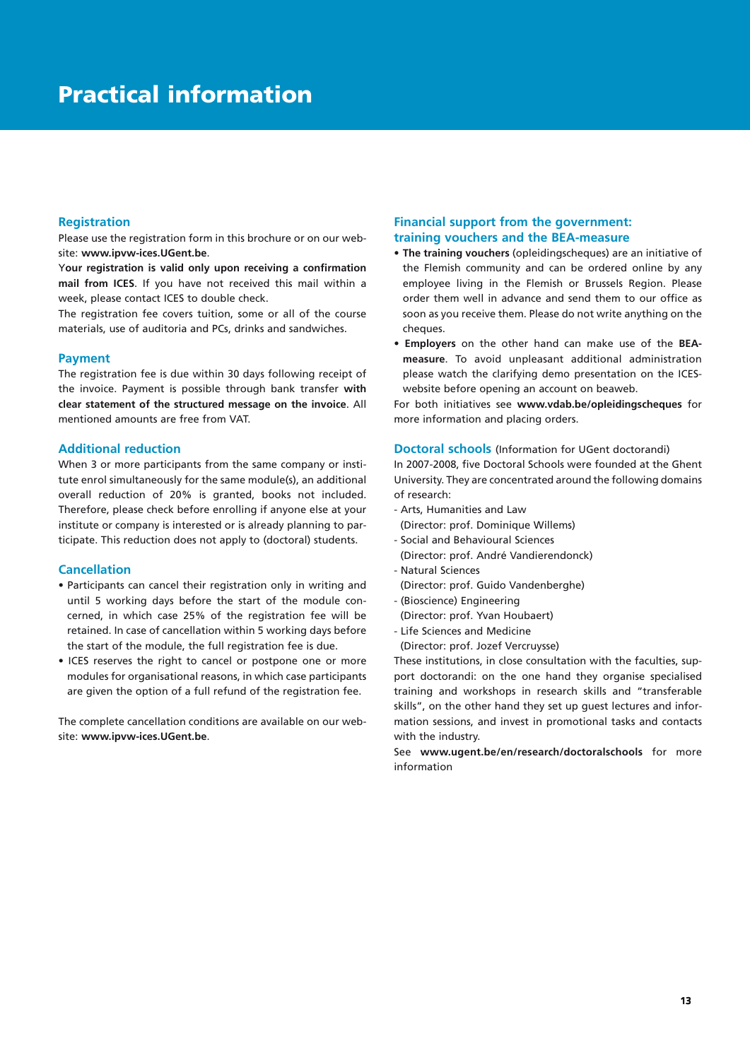# Practical information

## Registration

Please use the registration form in this brochure or on our website: **www.ipvw-ices.UGent.be**.

**Your registration is valid only upon receiving a confirmation mail from ICES**. If you have not received this mail within a week, please contact ICES to double check.

The registration fee covers tuition, some or all of the course materials, use of auditoria and PCs, drinks and sandwiches.

## Payment

The registration fee is due within 30 days following receipt of the invoice. Payment is possible through bank transfer **with clear statement of the structured message on the invoice**. All mentioned amounts are free from VAT.

## Additional reduction

When 3 or more participants from the same company or institute enrol simultaneously for the same module(s), an additional overall reduction of 20% is granted, books not included. Therefore, please check before enrolling if anyone else at your institute or company is interested or is already planning to participate. This reduction does not apply to (doctoral) students.

## Cancellation

- Participants can cancel their registration only in writing and until 5 working days before the start of the module concerned, in which case 25% of the registration fee will be retained. In case of cancellation within 5 working days before the start of the module, the full registration fee is due.
- ICES reserves the right to cancel or postpone one or more modules for organisational reasons, in which case participants are given the option of a full refund of the registration fee.

The complete cancellation conditions are available on our website: **www.ipvw-ices.UGent.be**.

## Financial support from the government: training vouchers and the BEA-measure

- **The training vouchers** (opleidingscheques) are an initiative of the Flemish community and can be ordered online by any employee living in the Flemish or Brussels Region. Please order them well in advance and send them to our office as soon as you receive them. Please do not write anything on the cheques.
- **Employers** on the other hand can make use of the **BEA-measure**. To avoid unpleasant additional administration please watch the clarifying demo presentation on the ICES-website before opening an account on beaweb.

For both initiatives see **www.vdab.be/opleidingscheques** for more information and placing orders.

## Doctoral schools (Information for UGent doctorandi)

In 2007-2008, five Doctoral Schools were founded at the Ghent University. They are concentrated around the following domains of research:

- Arts, Humanities and Law
  (Director: prof. Dominique Willems)
- Social and Behavioural Sciences
  (Director: prof. André Vandierendonck)
- Natural Sciences
  (Director: prof. Guido Vandenberghe)
- (Bioscience) Engineering
  (Director: prof. Yvan Houbaert)
- Life Sciences and Medicine
  (Director: prof. Jozef Vercruysse)

These institutions, in close consultation with the faculties, support doctorandi: on the one hand they organise specialised training and workshops in research skills and "transferable skills", on the other hand they set up guest lectures and information sessions, and invest in promotional tasks and contacts with the industry.

See **www.ugent.be/en/research/doctoralschools** for more information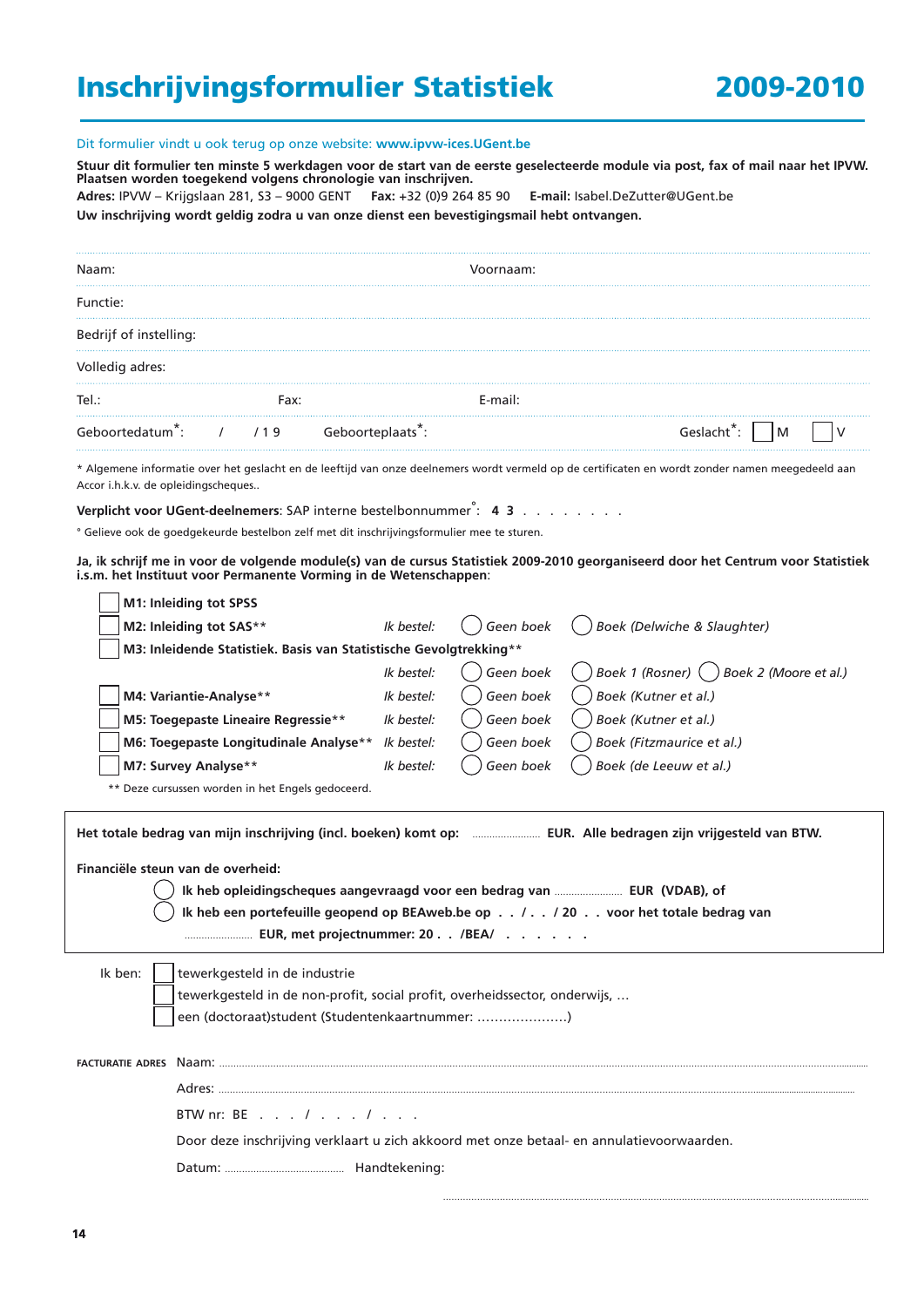# Inschrijvingsformulier Statistiek 2009-2010

Dit formulier vindt u ook terug op onze website: **www.ipvw-ices.UGent.be**

**Stuur dit formulier ten minste 5 werkdagen voor de start van de eerste geselecteerde module via post, fax of mail naar het IPVW. Plaatsen worden toegekend volgens chronologie van inschrijven.**

**Adres:** IPVW – Krijgslaan 281, S3 – 9000 GENT **Fax:** +32 (0)9 264 85 90 **E-mail:** Isabel.DeZutter@UGent.be

**Uw inschrijving wordt geldig zodra u van onze dienst een bevestigingsmail hebt ontvangen.**

Naam: Voornaam:

Functie:

Bedrijf of instelling:

Volledig adres:

Tel.: Fax: E-mail:

Geboortedatum*: / /19 Geboorteplaats*: Geslacht*: ☐ M ☐ V

\* Algemene informatie over het geslacht en de leeftijd van onze deelnemers wordt vermeld op de certificaten en wordt zonder namen meegedeeld aan Accor i.h.k.v. de opleidingscheques..

**Verplicht voor UGent-deelnemers**: SAP interne bestelbonnummer°: **4 3** . . . . . . . . .

° Gelieve ook de goedgekeurde bestelbon zelf met dit inschrijvingsformulier mee te sturen.

**Ja, ik schrijf me in voor de volgende module(s) van de cursus Statistiek 2009-2010 georganiseerd door het Centrum voor Statistiek i.s.m. het Instituut voor Permanente Vorming in de Wetenschappen**:

- ☐ **M1: Inleiding tot SPSS**
- ☐ **M2: Inleiding tot SAS\*\*** *Ik bestel:* ◯ *Geen boek* ◯ *Boek (Delwiche & Slaughter)*
- ☐ **M3: Inleidende Statistiek. Basis van Statistische Gevolgtrekking\*\***
  *Ik bestel:* ◯ *Geen boek* ◯ *Boek 1 (Rosner)* ◯ *Boek 2 (Moore et al.)*
- ☐ **M4: Variantie-Analyse\*\*** *Ik bestel:* ◯ *Geen boek* ◯ *Boek (Kutner et al.)*
- ☐ **M5: Toegepaste Lineaire Regressie\*\*** *Ik bestel:* ◯ *Geen boek* ◯ *Boek (Kutner et al.)*
- ☐ **M6: Toegepaste Longitudinale Analyse\*\*** *Ik bestel:* ◯ *Geen boek* ◯ *Boek (Fitzmaurice et al.)*
- ☐ **M7: Survey Analyse\*\*** *Ik bestel:* ◯ *Geen boek* ◯ *Boek (de Leeuw et al.)*

\*\* Deze cursussen worden in het Engels gedoceerd.

**Het totale bedrag van mijn inschrijving (incl. boeken) komt op:** ............ **EUR. Alle bedragen zijn vrijgesteld van BTW.**

**Financiële steun van de overheid:**

◯ **Ik heb opleidingscheques aangevraagd voor een bedrag van** ............ **EUR (VDAB), of**

◯ **Ik heb een portefeuille geopend op BEAweb.be op . . / . . / 20 . . voor het totale bedrag van** ............ **EUR, met projectnummer: 20 . . /BEA/ . . . . . .**

Ik ben:

- ☐ tewerkgesteld in de industrie
- ☐ tewerkgesteld in de non-profit, social profit, overheidssector, onderwijs, …
- ☐ een (doctoraat)student (Studentenkaartnummer: …………………)

FACTURATIE ADRES Naam: ........................................

Adres: ........................................

BTW nr: BE . . . / . . . / . . .

Door deze inschrijving verklaart u zich akkoord met onze betaal- en annulatievoorwaarden.

Datum: ........................ Handtekening:

........................................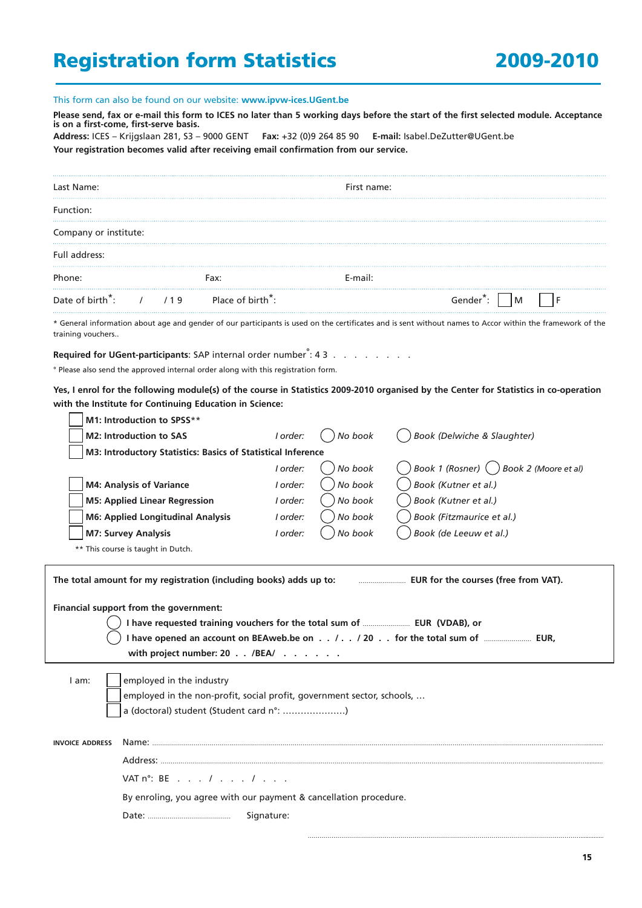# Registration form Statistics 2009-2010

This form can also be found on our website: **www.ipvw-ices.UGent.be**

**Please send, fax or e-mail this form to ICES no later than 5 working days before the start of the first selected module. Acceptance is on a first-come, first-serve basis.**

**Address:** ICES – Krijgslaan 281, S3 – 9000 GENT **Fax:** +32 (0)9 264 85 90 **E-mail:** Isabel.DeZutter@UGent.be

**Your registration becomes valid after receiving email confirmation from our service.**

Last Name: First name:

Function:

Company or institute:

Full address:

Phone: Fax: E-mail:

Date of birth*: / /19 Place of birth*: Gender*: ☐ M ☐ F

* General information about age and gender of our participants is used on the certificates and is sent without names to Accor within the framework of the training vouchers..

**Required for UGent-participants**: SAP internal order number°: 4 3 . . . . . . . .

° Please also send the approved internal order along with this registration form.

**Yes, I enrol for the following module(s) of the course in Statistics 2009-2010 organised by the Center for Statistics in co-operation with the Institute for Continuing Education in Science:**

| Module | | | |
|---|---|---|---|
| ☐ **M1: Introduction to SPSS\*\*** | | | |
| ☐ **M2: Introduction to SAS** | *I order:* | ◯ *No book* | ◯ *Book (Delwiche & Slaughter)* |
| ☐ **M3: Introductory Statistics: Basics of Statistical Inference** | *I order:* | ◯ *No book* | ◯ *Book 1 (Rosner)* ◯ *Book 2 (Moore et al)* |
| ☐ **M4: Analysis of Variance** | *I order:* | ◯ *No book* | ◯ *Book (Kutner et al.)* |
| ☐ **M5: Applied Linear Regression** | *I order:* | ◯ *No book* | ◯ *Book (Kutner et al.)* |
| ☐ **M6: Applied Longitudinal Analysis** | *I order:* | ◯ *No book* | ◯ *Book (Fitzmaurice et al.)* |
| ☐ **M7: Survey Analysis** | *I order:* | ◯ *No book* | ◯ *Book (de Leeuw et al.)* |

\*\* This course is taught in Dutch.

**The total amount for my registration (including books) adds up to:** ........................ **EUR for the courses (free from VAT).**

**Financial support from the government:**

◯ **I have requested training vouchers for the total sum of** ........................ **EUR (VDAB), or**

◯ **I have opened an account on BEAweb.be on . . / . . / 20 . . for the total sum of** ........................ **EUR, with project number: 20 . . /BEA/ . . . . . .**

I am:
- ☐ employed in the industry
- ☐ employed in the non-profit, social profit, government sector, schools, …
- ☐ a (doctoral) student (Student card n°: …………………)

**INVOICE ADDRESS**

Name: ........................................................................

Address: ........................................................................

VAT n°: BE . . . / . . . . / . . .

By enroling, you agree with our payment & cancellation procedure.

Date: .......................................... Signature: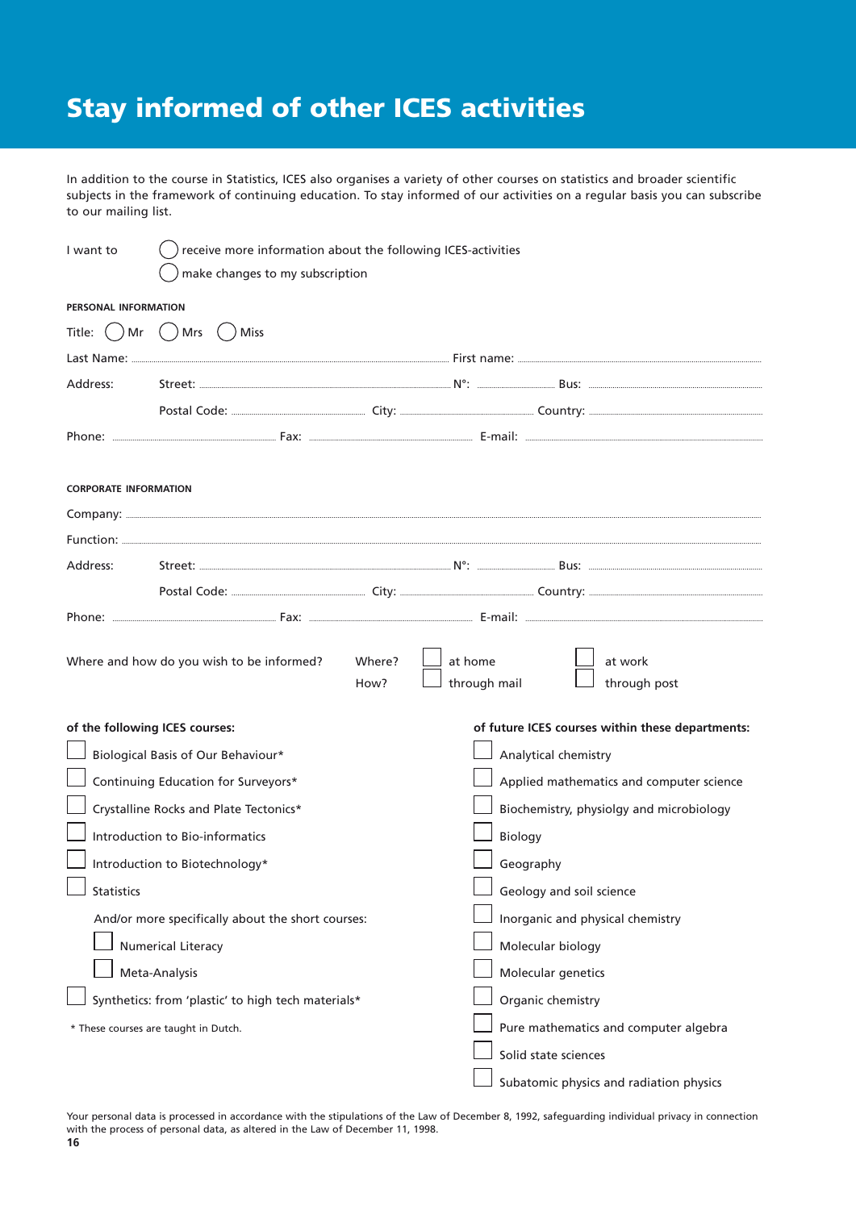# Stay informed of other ICES activities

In addition to the course in Statistics, ICES also organises a variety of other courses on statistics and broader scientific subjects in the framework of continuing education. To stay informed of our activities on a regular basis you can subscribe to our mailing list.

I want to
- ◯ receive more information about the following ICES-activities
- ◯ make changes to my subscription

**PERSONAL INFORMATION**

Title: ◯ Mr ◯ Mrs ◯ Miss

Last Name: ........................................ First name: ........................................

Address: Street: ........................................ N°: .................... Bus: ....................

Postal Code: .................... City: .................... Country: ....................

Phone: .................... Fax: .................... E-mail: ....................

**CORPORATE INFORMATION**

Company: ........................................

Function: ........................................

Address: Street: ........................................ N°: .................... Bus: ....................

Postal Code: .................... City: .................... Country: ....................

Phone: .................... Fax: .................... E-mail: ....................

Where and how do you wish to be informed?

Where? ☐ at home ☐ at work

How? ☐ through mail ☐ through post

**of the following ICES courses:**

- ☐ Biological Basis of Our Behaviour*
- ☐ Continuing Education for Surveyors*
- ☐ Crystalline Rocks and Plate Tectonics*
- ☐ Introduction to Bio-informatics
- ☐ Introduction to Biotechnology*
- ☐ Statistics

  And/or more specifically about the short courses:
  - ☐ Numerical Literacy
  - ☐ Meta-Analysis
- ☐ Synthetics: from 'plastic' to high tech materials*

\* These courses are taught in Dutch.

**of future ICES courses within these departments:**

- ☐ Analytical chemistry
- ☐ Applied mathematics and computer science
- ☐ Biochemistry, physiolgy and microbiology
- ☐ Biology
- ☐ Geography
- ☐ Geology and soil science
- ☐ Inorganic and physical chemistry
- ☐ Molecular biology
- ☐ Molecular genetics
- ☐ Organic chemistry
- ☐ Pure mathematics and computer algebra
- ☐ Solid state sciences
- ☐ Subatomic physics and radiation physics

Your personal data is processed in accordance with the stipulations of the Law of December 8, 1992, safeguarding individual privacy in connection with the process of personal data, as altered in the Law of December 11, 1998.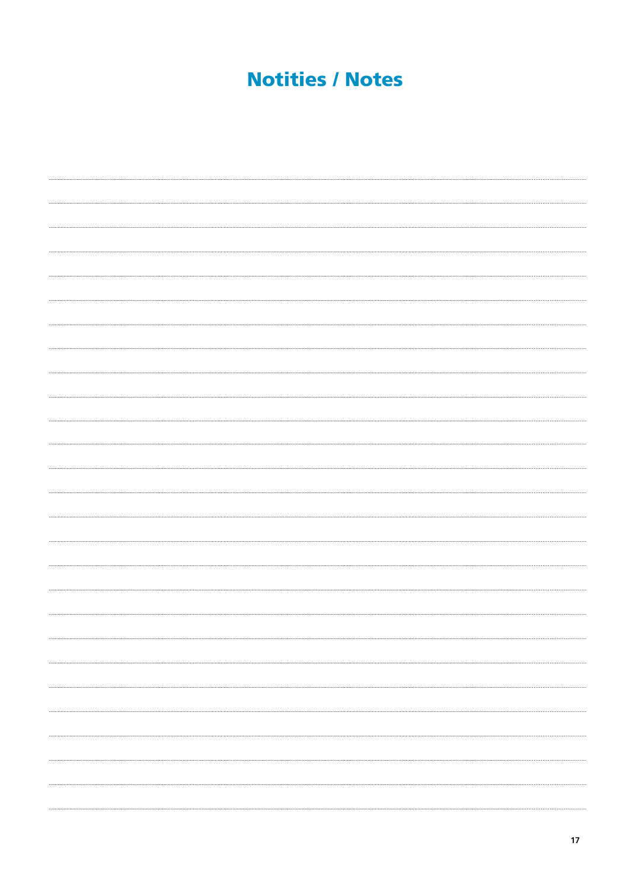# Notities / Notes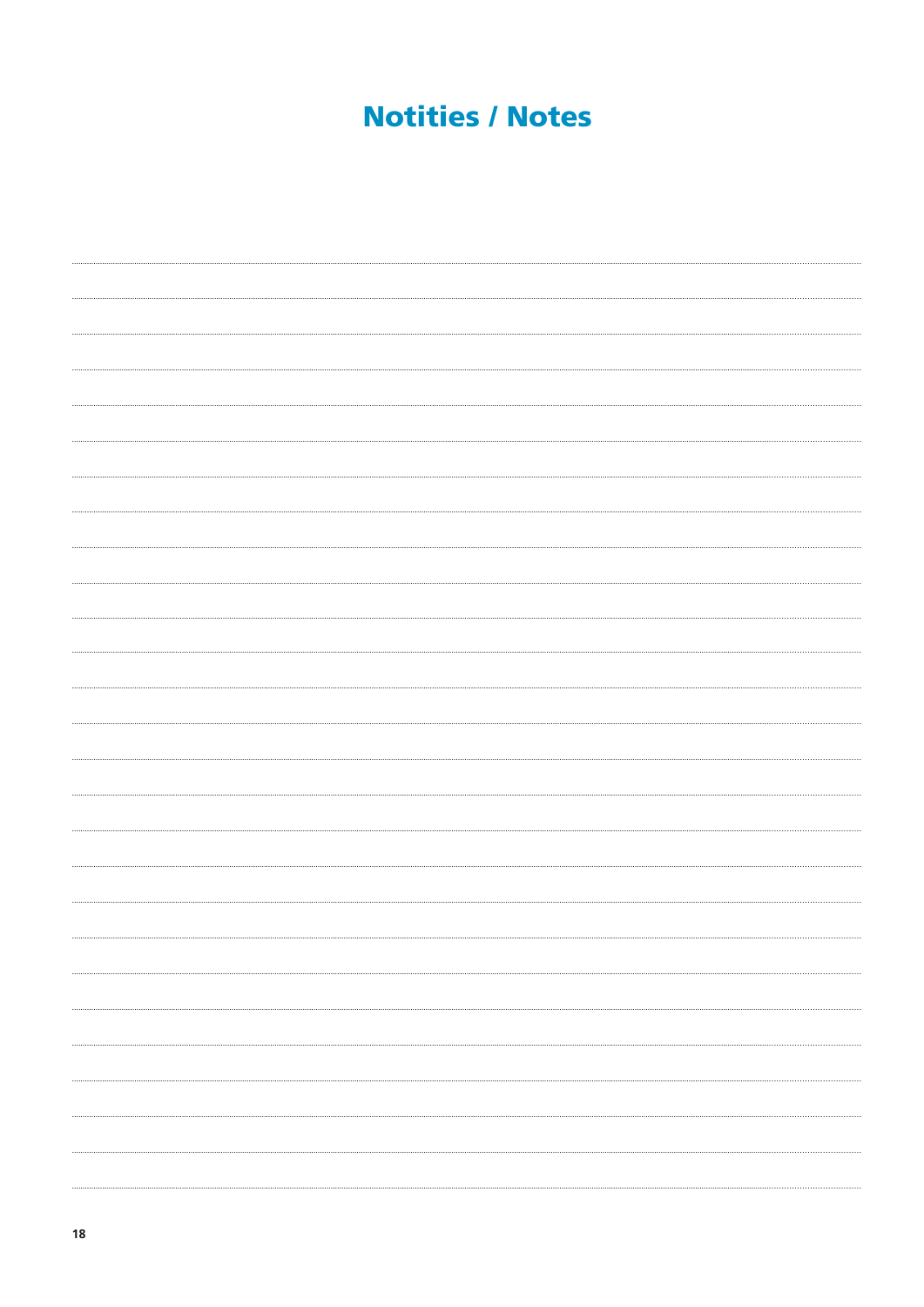# Notities / Notes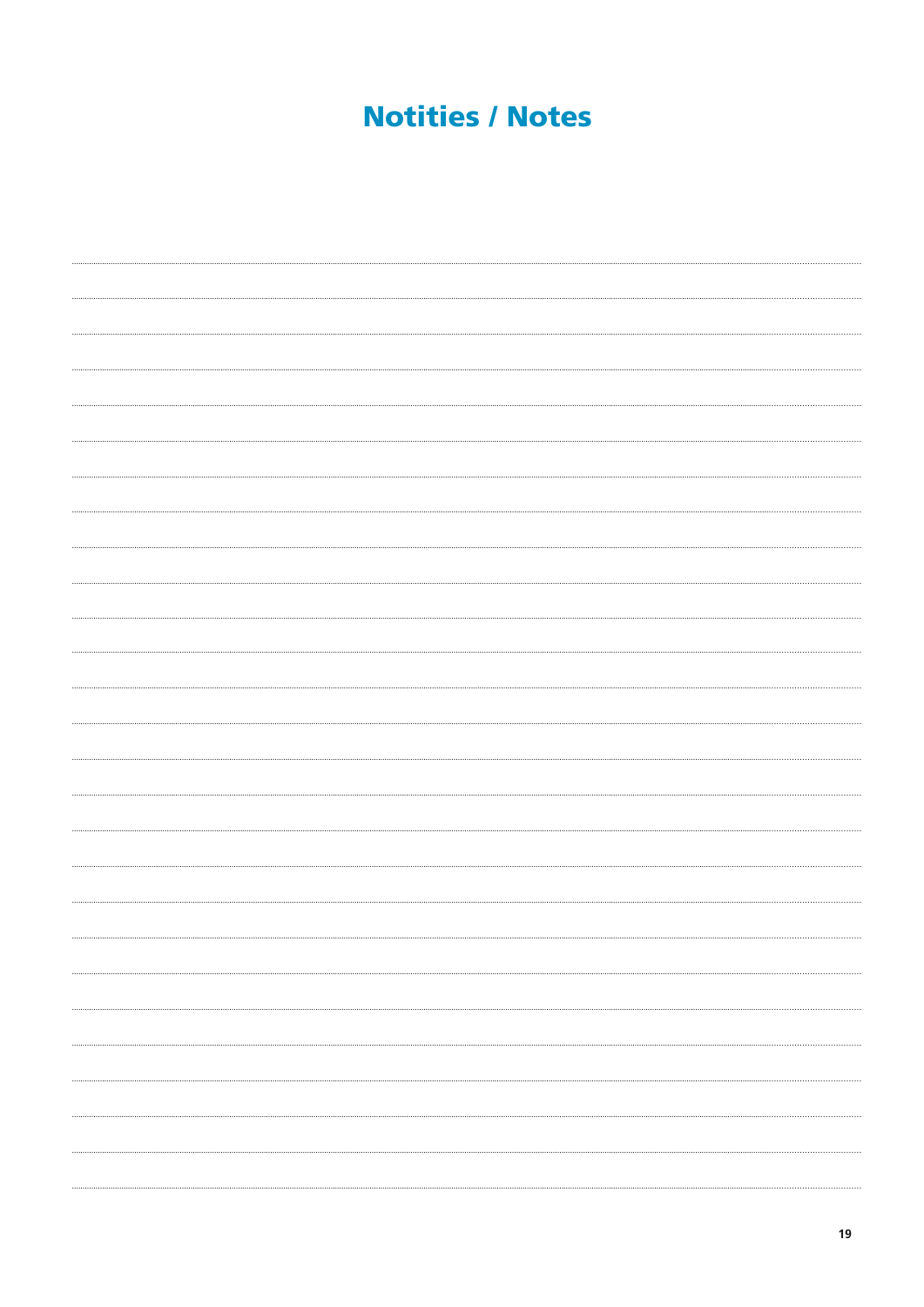# Notities / Notes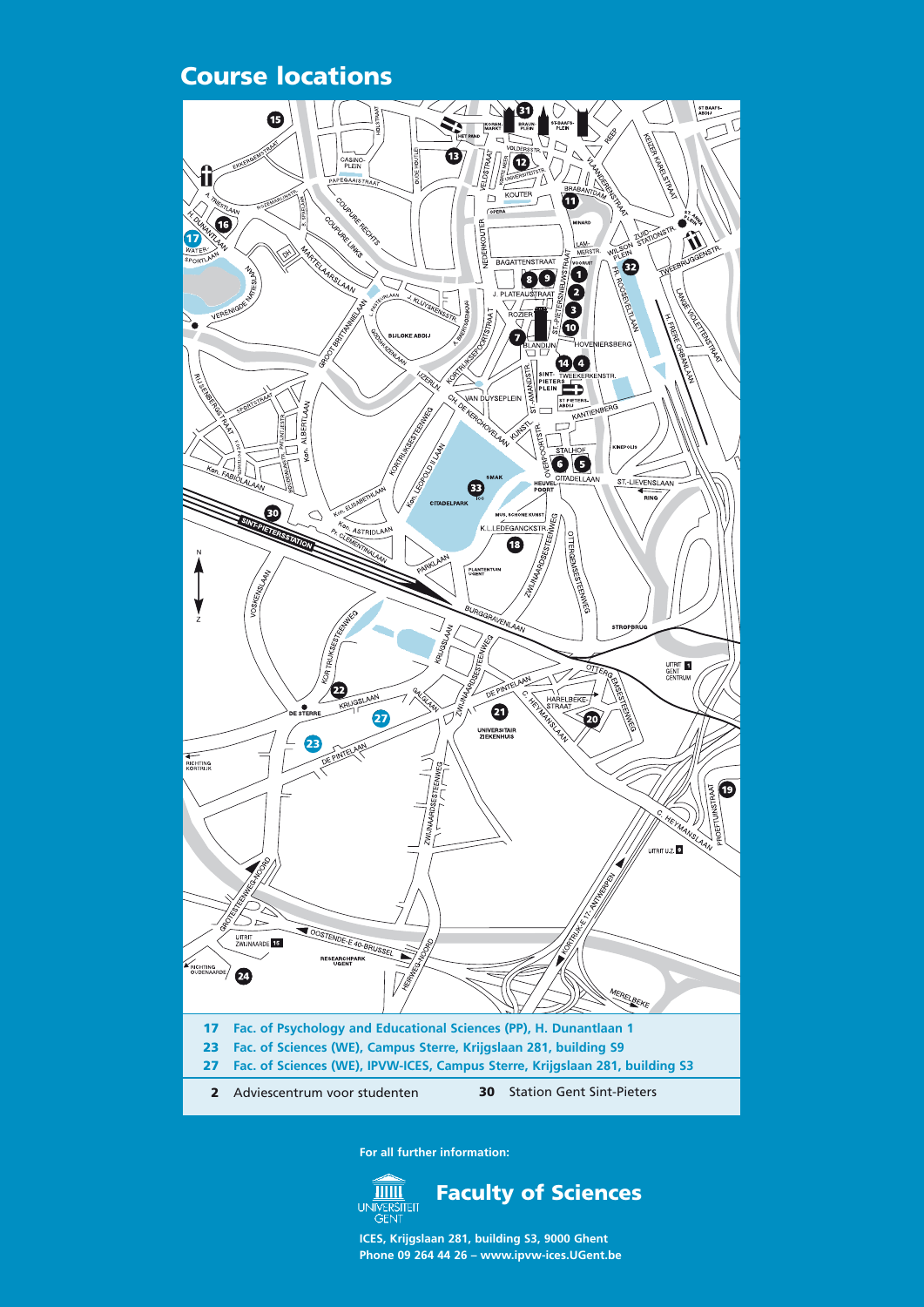## Course locations

| | |
|---|---|
| **17** | **Fac. of Psychology and Educational Sciences (PP), H. Dunantlaan 1** |
| **23** | **Fac. of Sciences (WE), Campus Sterre, Krijgslaan 281, building S9** |
| **27** | **Fac. of Sciences (WE), IPVW-ICES, Campus Sterre, Krijgslaan 281, building S3** |

**2** Adviescentrum voor studenten **30** Station Gent Sint-Pieters

**For all further information:**

UNIVERSITEIT GENT

## Faculty of Sciences

**ICES, Krijgslaan 281, building S3, 9000 Ghent**
**Phone 09 264 44 26 – www.ipvw-ices.UGent.be**